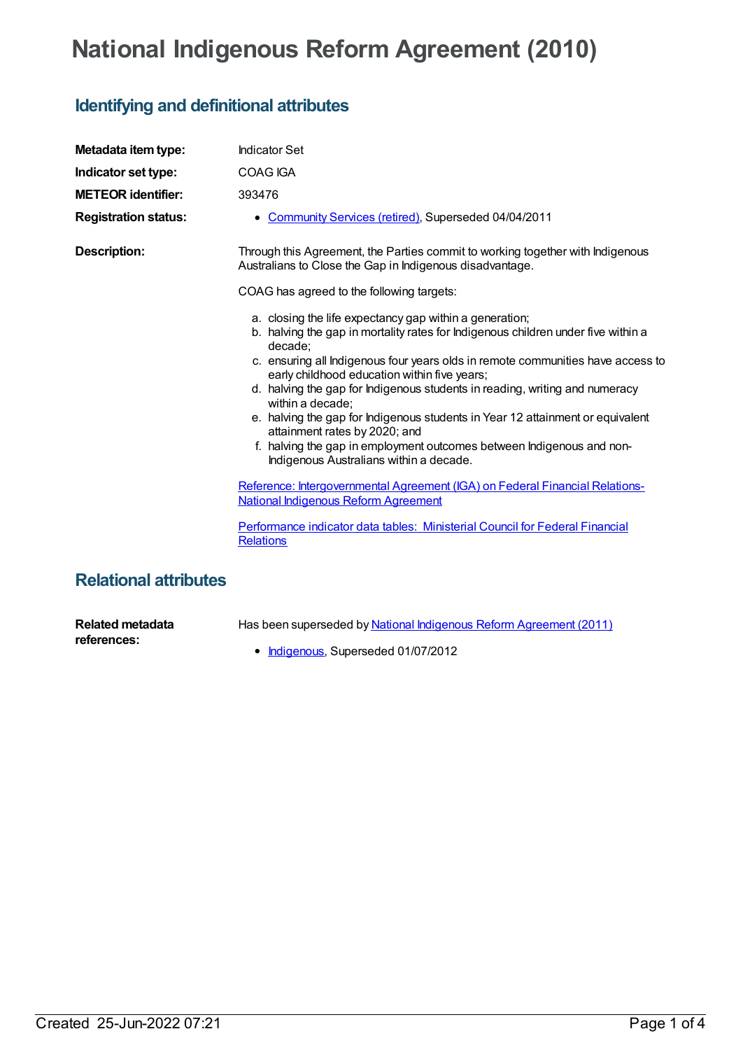# National Indigenous Reform Agreement (2010)

## Identifying and definitional attributes

| | |
|---|---|
| **Metadata item type:** | Indicator Set |
| **Indicator set type:** | COAG IGA |
| **METEOR identifier:** | 393476 |
| **Registration status:** | • Community Services (retired), Superseded 04/04/2011 |

**Description:**

Through this Agreement, the Parties commit to working together with Indigenous Australians to Close the Gap in Indigenous disadvantage.

COAG has agreed to the following targets:

a. closing the life expectancy gap within a generation;
b. halving the gap in mortality rates for Indigenous children under five within a decade;
c. ensuring all Indigenous four years olds in remote communities have access to early childhood education within five years;
d. halving the gap for Indigenous students in reading, writing and numeracy within a decade;
e. halving the gap for Indigenous students in Year 12 attainment or equivalent attainment rates by 2020; and
f. halving the gap in employment outcomes between Indigenous and non-Indigenous Australians within a decade.

Reference: Intergovernmental Agreement (IGA) on Federal Financial Relations- National Indigenous Reform Agreement

Performance indicator data tables: Ministerial Council for Federal Financial Relations

## Relational attributes

**Related metadata references:**

Has been superseded by National Indigenous Reform Agreement (2011)

- Indigenous, Superseded 01/07/2012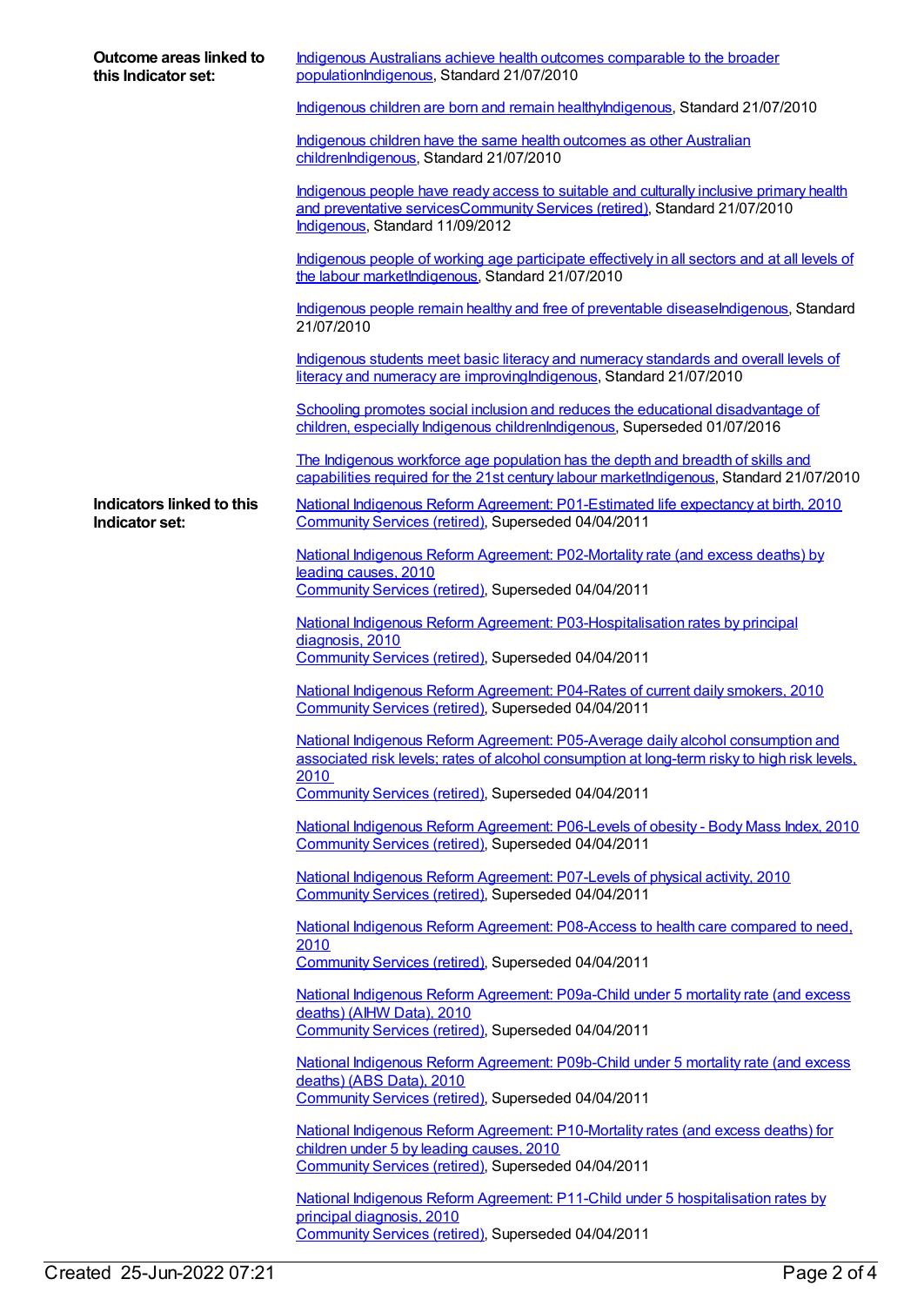**Outcome areas linked to this Indicator set:**

Indigenous Australians achieve health outcomes comparable to the broader populationIndigenous, Standard 21/07/2010

Indigenous children are born and remain healthyIndigenous, Standard 21/07/2010

Indigenous children have the same health outcomes as other Australian childrenIndigenous, Standard 21/07/2010

Indigenous people have ready access to suitable and culturally inclusive primary health and preventative servicesCommunity Services (retired), Standard 21/07/2010
Indigenous, Standard 11/09/2012

Indigenous people of working age participate effectively in all sectors and at all levels of the labour marketIndigenous, Standard 21/07/2010

Indigenous people remain healthy and free of preventable diseaseIndigenous, Standard 21/07/2010

Indigenous students meet basic literacy and numeracy standards and overall levels of literacy and numeracy are improvingIndigenous, Standard 21/07/2010

Schooling promotes social inclusion and reduces the educational disadvantage of children, especially Indigenous childrenIndigenous, Superseded 01/07/2016

The Indigenous workforce age population has the depth and breadth of skills and capabilities required for the 21st century labour marketIndigenous, Standard 21/07/2010

**Indicators linked to this Indicator set:**

National Indigenous Reform Agreement: P01-Estimated life expectancy at birth, 2010
Community Services (retired), Superseded 04/04/2011

National Indigenous Reform Agreement: P02-Mortality rate (and excess deaths) by leading causes, 2010
Community Services (retired), Superseded 04/04/2011

National Indigenous Reform Agreement: P03-Hospitalisation rates by principal diagnosis, 2010
Community Services (retired), Superseded 04/04/2011

National Indigenous Reform Agreement: P04-Rates of current daily smokers, 2010
Community Services (retired), Superseded 04/04/2011

National Indigenous Reform Agreement: P05-Average daily alcohol consumption and associated risk levels; rates of alcohol consumption at long-term risky to high risk levels, 2010
Community Services (retired), Superseded 04/04/2011

National Indigenous Reform Agreement: P06-Levels of obesity - Body Mass Index, 2010
Community Services (retired), Superseded 04/04/2011

National Indigenous Reform Agreement: P07-Levels of physical activity, 2010
Community Services (retired), Superseded 04/04/2011

National Indigenous Reform Agreement: P08-Access to health care compared to need, 2010
Community Services (retired), Superseded 04/04/2011

National Indigenous Reform Agreement: P09a-Child under 5 mortality rate (and excess deaths) (AIHW Data), 2010
Community Services (retired), Superseded 04/04/2011

National Indigenous Reform Agreement: P09b-Child under 5 mortality rate (and excess deaths) (ABS Data), 2010
Community Services (retired), Superseded 04/04/2011

National Indigenous Reform Agreement: P10-Mortality rates (and excess deaths) for children under 5 by leading causes, 2010
Community Services (retired), Superseded 04/04/2011

National Indigenous Reform Agreement: P11-Child under 5 hospitalisation rates by principal diagnosis, 2010
Community Services (retired), Superseded 04/04/2011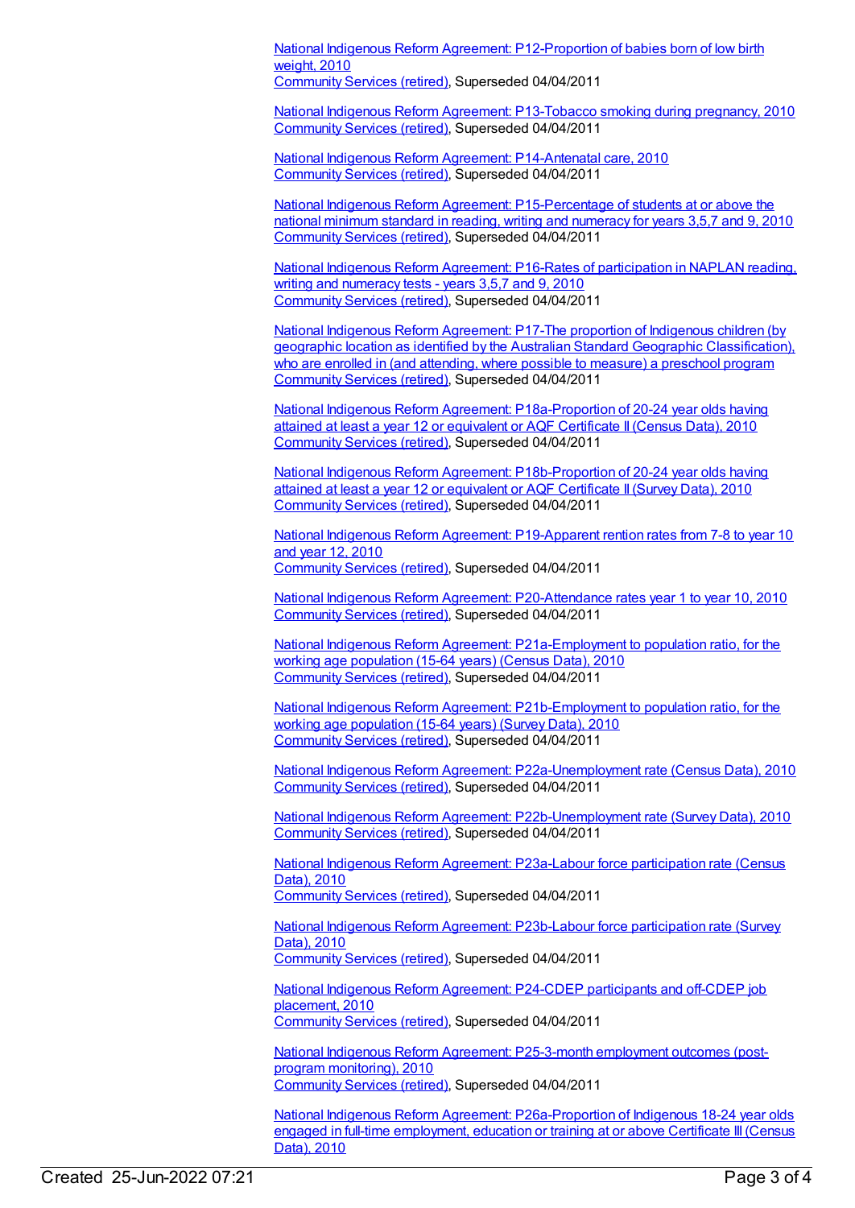National Indigenous Reform Agreement: P12-Proportion of babies born of low birth weight, 2010
Community Services (retired), Superseded 04/04/2011

National Indigenous Reform Agreement: P13-Tobacco smoking during pregnancy, 2010
Community Services (retired), Superseded 04/04/2011

National Indigenous Reform Agreement: P14-Antenatal care, 2010
Community Services (retired), Superseded 04/04/2011

National Indigenous Reform Agreement: P15-Percentage of students at or above the national minimum standard in reading, writing and numeracy for years 3,5,7 and 9, 2010
Community Services (retired), Superseded 04/04/2011

National Indigenous Reform Agreement: P16-Rates of participation in NAPLAN reading, writing and numeracy tests - years 3,5,7 and 9, 2010
Community Services (retired), Superseded 04/04/2011

National Indigenous Reform Agreement: P17-The proportion of Indigenous children (by geographic location as identified by the Australian Standard Geographic Classification), who are enrolled in (and attending, where possible to measure) a preschool program
Community Services (retired), Superseded 04/04/2011

National Indigenous Reform Agreement: P18a-Proportion of 20-24 year olds having attained at least a year 12 or equivalent or AQF Certificate II (Census Data), 2010
Community Services (retired), Superseded 04/04/2011

National Indigenous Reform Agreement: P18b-Proportion of 20-24 year olds having attained at least a year 12 or equivalent or AQF Certificate II (Survey Data), 2010
Community Services (retired), Superseded 04/04/2011

National Indigenous Reform Agreement: P19-Apparent rention rates from 7-8 to year 10 and year 12, 2010
Community Services (retired), Superseded 04/04/2011

National Indigenous Reform Agreement: P20-Attendance rates year 1 to year 10, 2010
Community Services (retired), Superseded 04/04/2011

National Indigenous Reform Agreement: P21a-Employment to population ratio, for the working age population (15-64 years) (Census Data), 2010
Community Services (retired), Superseded 04/04/2011

National Indigenous Reform Agreement: P21b-Employment to population ratio, for the working age population (15-64 years) (Survey Data), 2010
Community Services (retired), Superseded 04/04/2011

National Indigenous Reform Agreement: P22a-Unemployment rate (Census Data), 2010
Community Services (retired), Superseded 04/04/2011

National Indigenous Reform Agreement: P22b-Unemployment rate (Survey Data), 2010
Community Services (retired), Superseded 04/04/2011

National Indigenous Reform Agreement: P23a-Labour force participation rate (Census Data), 2010
Community Services (retired), Superseded 04/04/2011

National Indigenous Reform Agreement: P23b-Labour force participation rate (Survey Data), 2010
Community Services (retired), Superseded 04/04/2011

National Indigenous Reform Agreement: P24-CDEP participants and off-CDEP job placement, 2010
Community Services (retired), Superseded 04/04/2011

National Indigenous Reform Agreement: P25-3-month employment outcomes (post-program monitoring), 2010
Community Services (retired), Superseded 04/04/2011

National Indigenous Reform Agreement: P26a-Proportion of Indigenous 18-24 year olds engaged in full-time employment, education or training at or above Certificate III (Census Data), 2010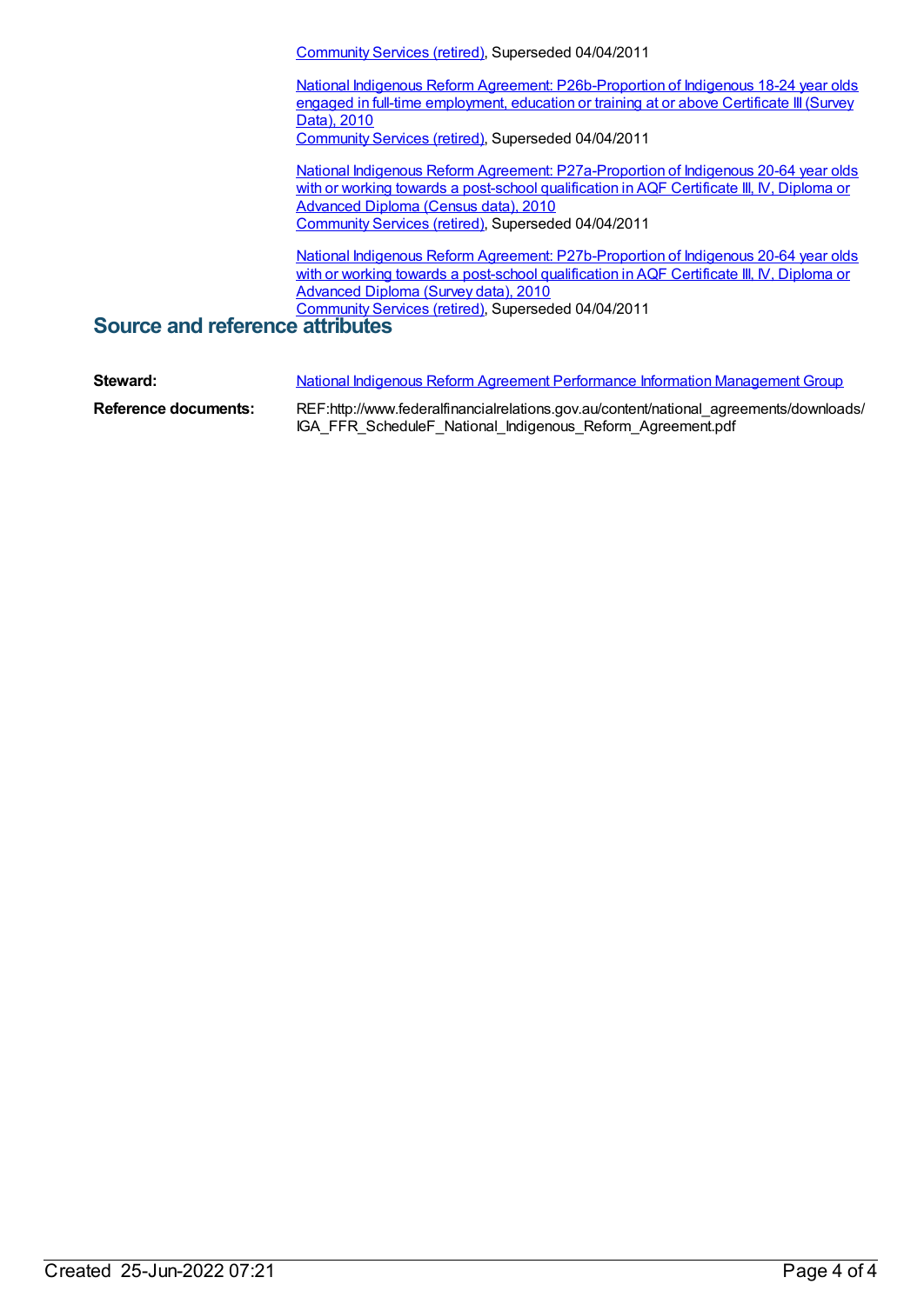Community Services (retired), Superseded 04/04/2011

National Indigenous Reform Agreement: P26b-Proportion of Indigenous 18-24 year olds engaged in full-time employment, education or training at or above Certificate III (Survey Data), 2010
Community Services (retired), Superseded 04/04/2011

National Indigenous Reform Agreement: P27a-Proportion of Indigenous 20-64 year olds with or working towards a post-school qualification in AQF Certificate III, IV, Diploma or Advanced Diploma (Census data), 2010
Community Services (retired), Superseded 04/04/2011

National Indigenous Reform Agreement: P27b-Proportion of Indigenous 20-64 year olds with or working towards a post-school qualification in AQF Certificate III, IV, Diploma or Advanced Diploma (Survey data), 2010
Community Services (retired), Superseded 04/04/2011

## Source and reference attributes

**Steward:** National Indigenous Reform Agreement Performance Information Management Group

**Reference documents:** REF:http://www.federalfinancialrelations.gov.au/content/national_agreements/downloads/IGA_FFR_ScheduleF_National_Indigenous_Reform_Agreement.pdf